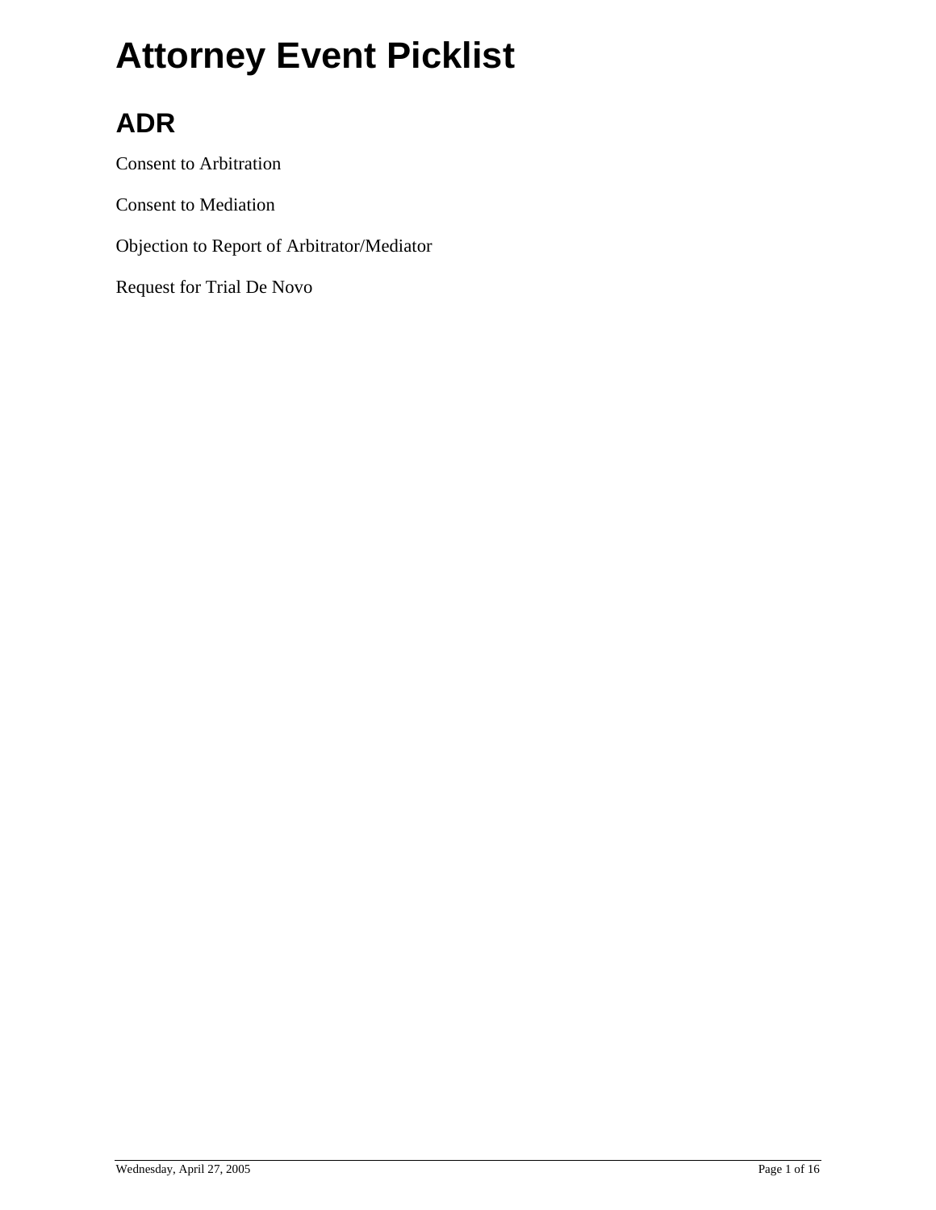# Attorney Event Picklist

## ADR

Consent to Arbitration

Consent to Mediation

Objection to Report of Arbitrator/Mediator

Request for Trial De Novo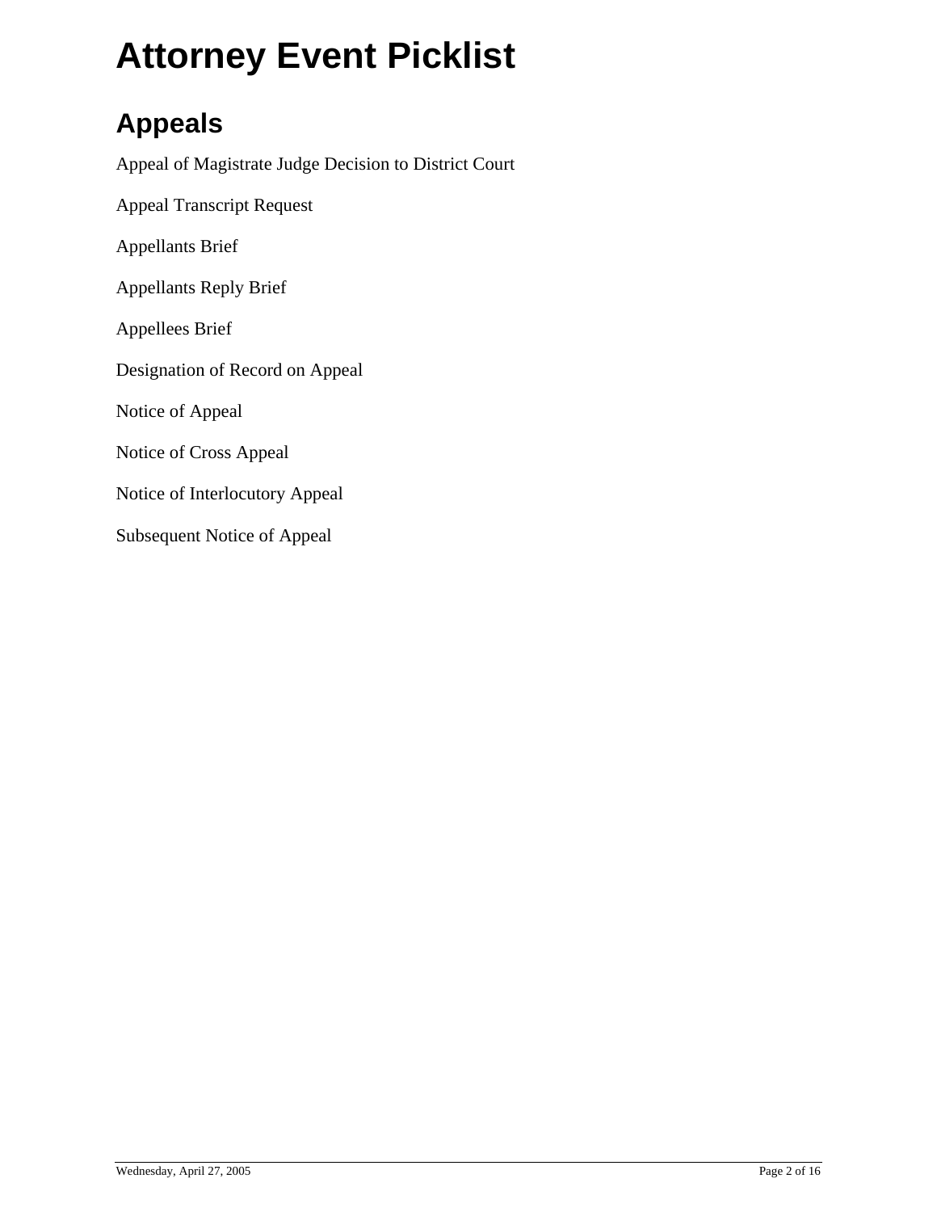# Attorney Event Picklist

## Appeals

Appeal of Magistrate Judge Decision to District Court

Appeal Transcript Request

Appellants Brief

Appellants Reply Brief

Appellees Brief

Designation of Record on Appeal

Notice of Appeal

Notice of Cross Appeal

Notice of Interlocutory Appeal

Subsequent Notice of Appeal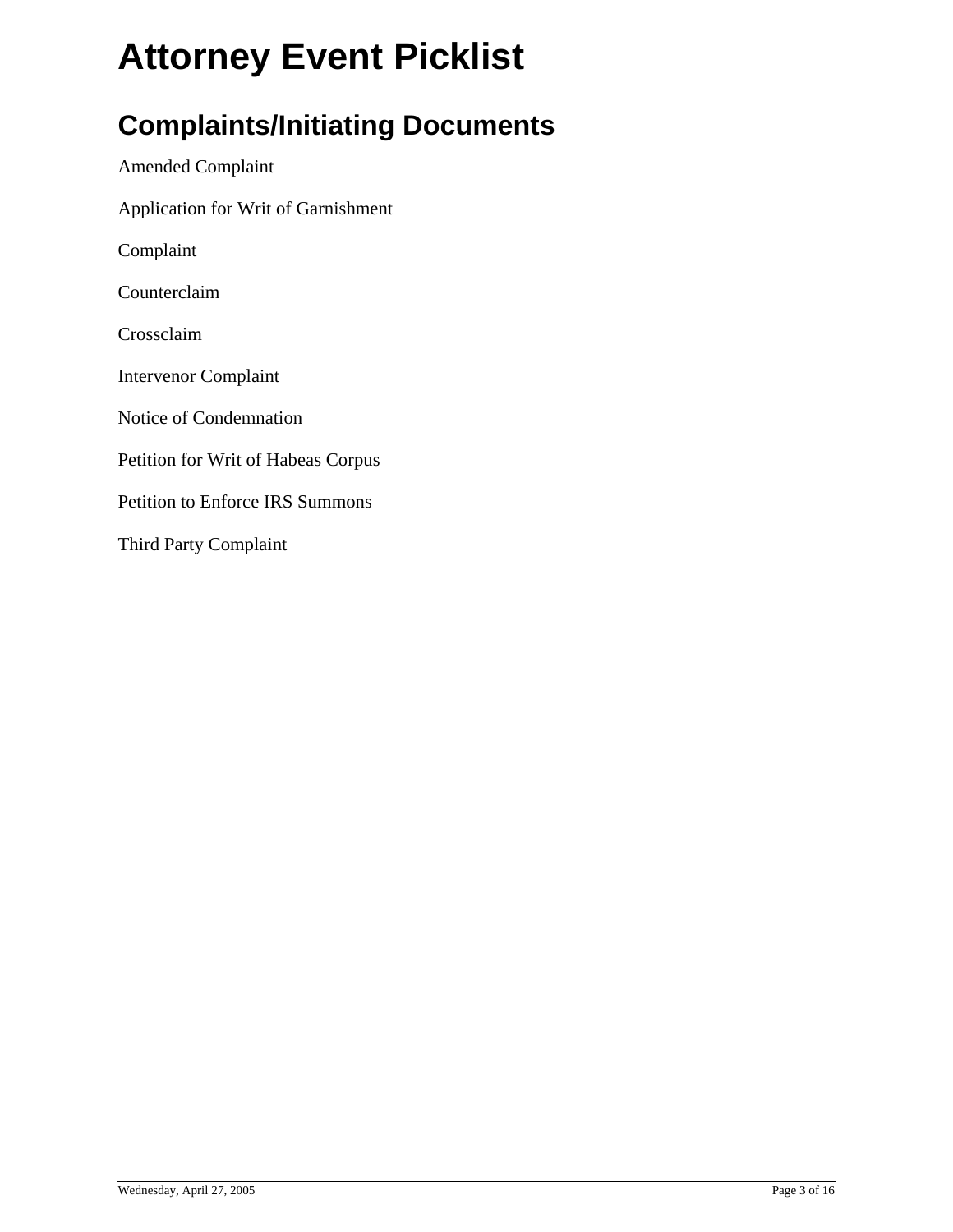# Attorney Event Picklist

## Complaints/Initiating Documents

Amended Complaint

Application for Writ of Garnishment

Complaint

Counterclaim

Crossclaim

Intervenor Complaint

Notice of Condemnation

Petition for Writ of Habeas Corpus

Petition to Enforce IRS Summons

Third Party Complaint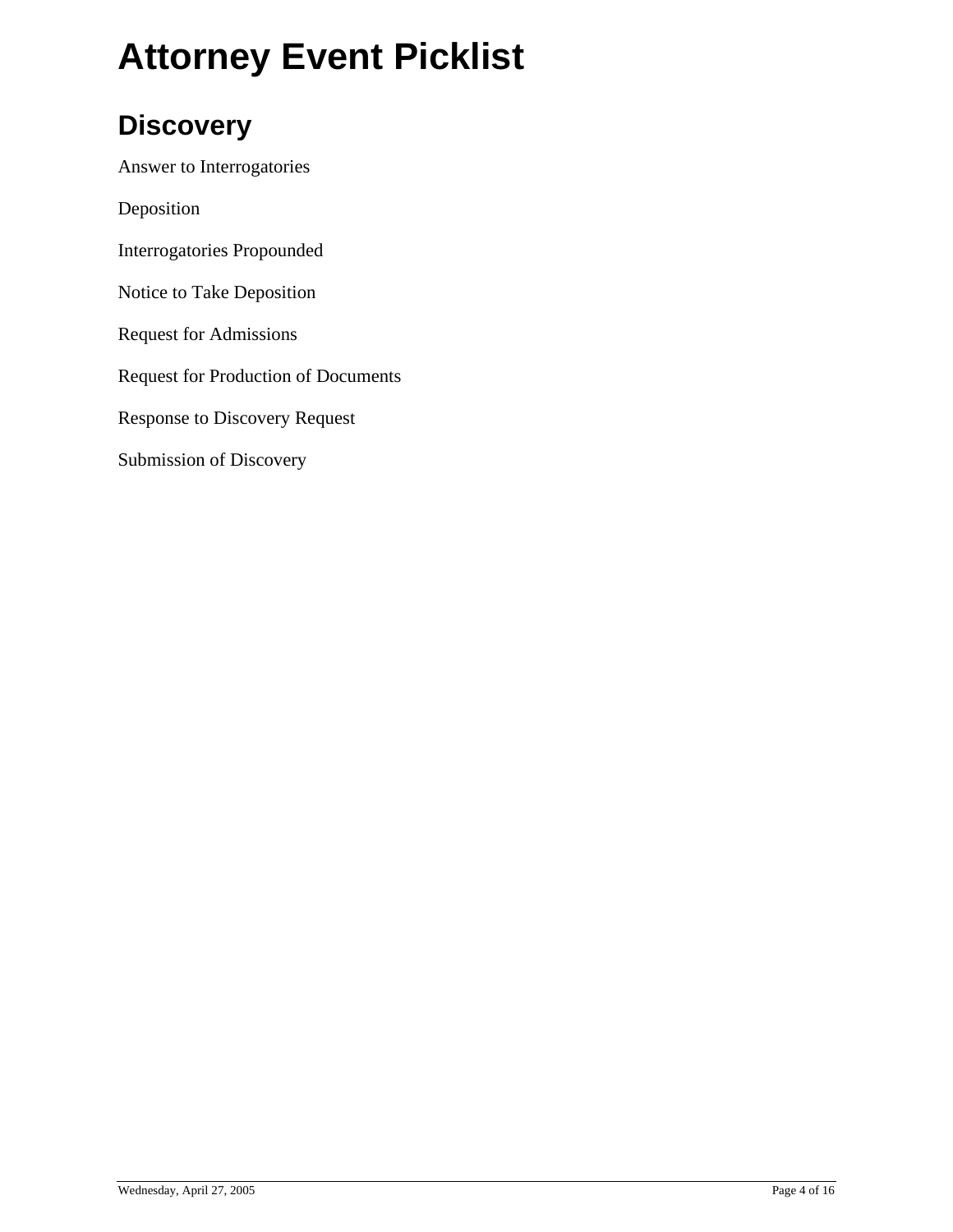# Attorney Event Picklist

## Discovery

Answer to Interrogatories

Deposition

Interrogatories Propounded

Notice to Take Deposition

Request for Admissions

Request for Production of Documents

Response to Discovery Request

Submission of Discovery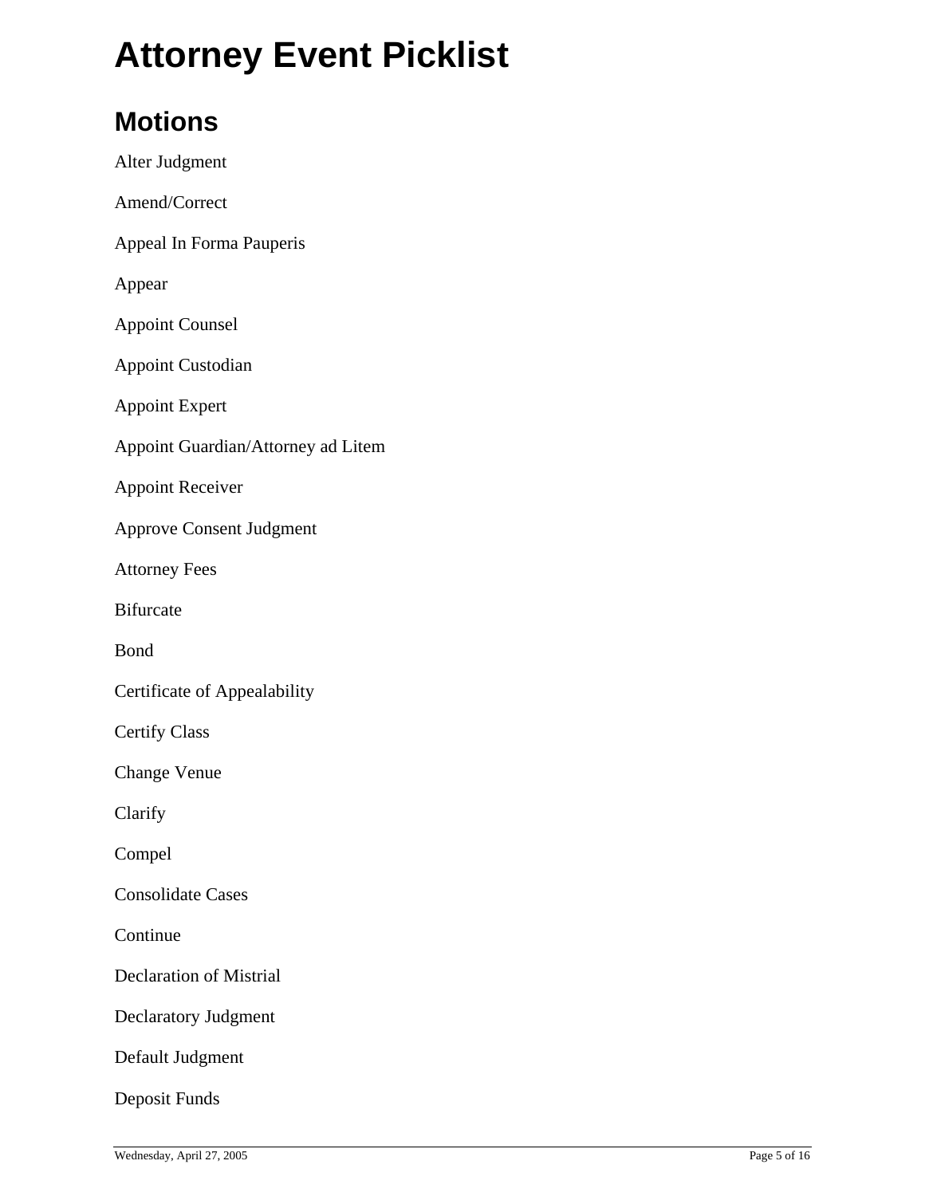# Attorney Event Picklist

## Motions

Alter Judgment

Amend/Correct

Appeal In Forma Pauperis

Appear

Appoint Counsel

Appoint Custodian

Appoint Expert

Appoint Guardian/Attorney ad Litem

Appoint Receiver

Approve Consent Judgment

Attorney Fees

Bifurcate

Bond

Certificate of Appealability

Certify Class

Change Venue

Clarify

Compel

Consolidate Cases

Continue

Declaration of Mistrial

Declaratory Judgment

Default Judgment

Deposit Funds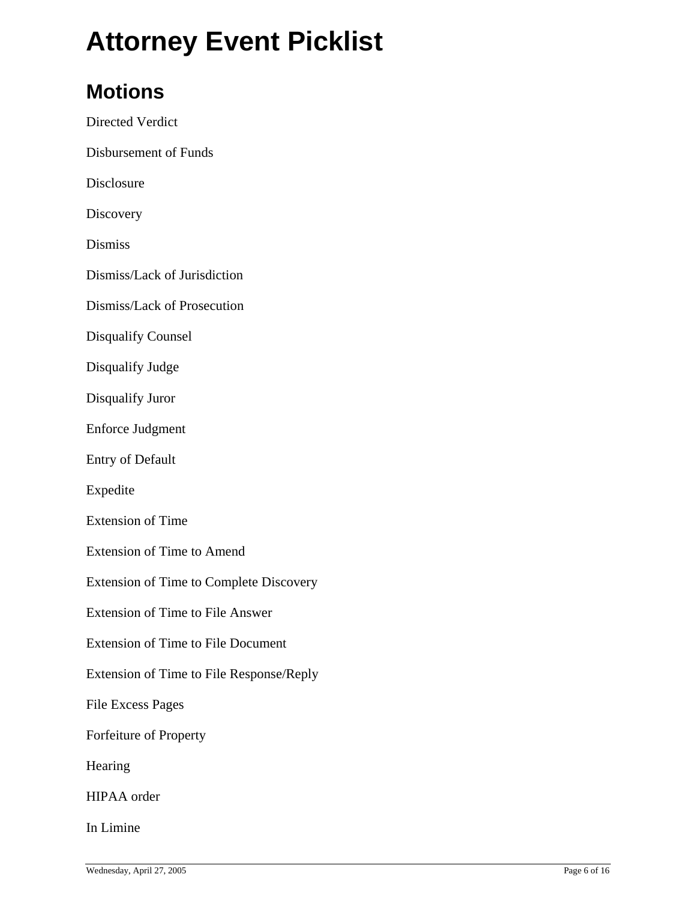# Attorney Event Picklist

## Motions

Directed Verdict

Disbursement of Funds

Disclosure

Discovery

Dismiss

Dismiss/Lack of Jurisdiction

Dismiss/Lack of Prosecution

Disqualify Counsel

Disqualify Judge

Disqualify Juror

Enforce Judgment

Entry of Default

Expedite

Extension of Time

Extension of Time to Amend

Extension of Time to Complete Discovery

Extension of Time to File Answer

Extension of Time to File Document

Extension of Time to File Response/Reply

File Excess Pages

Forfeiture of Property

Hearing

HIPAA order

In Limine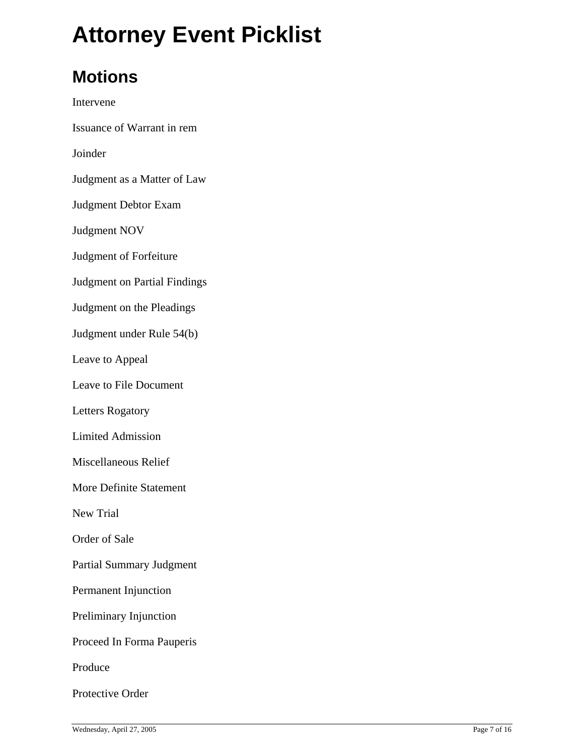# Attorney Event Picklist

## Motions

Intervene

Issuance of Warrant in rem

Joinder

Judgment as a Matter of Law

Judgment Debtor Exam

Judgment NOV

Judgment of Forfeiture

Judgment on Partial Findings

Judgment on the Pleadings

Judgment under Rule 54(b)

Leave to Appeal

Leave to File Document

Letters Rogatory

Limited Admission

Miscellaneous Relief

More Definite Statement

New Trial

Order of Sale

Partial Summary Judgment

Permanent Injunction

Preliminary Injunction

Proceed In Forma Pauperis

Produce

Protective Order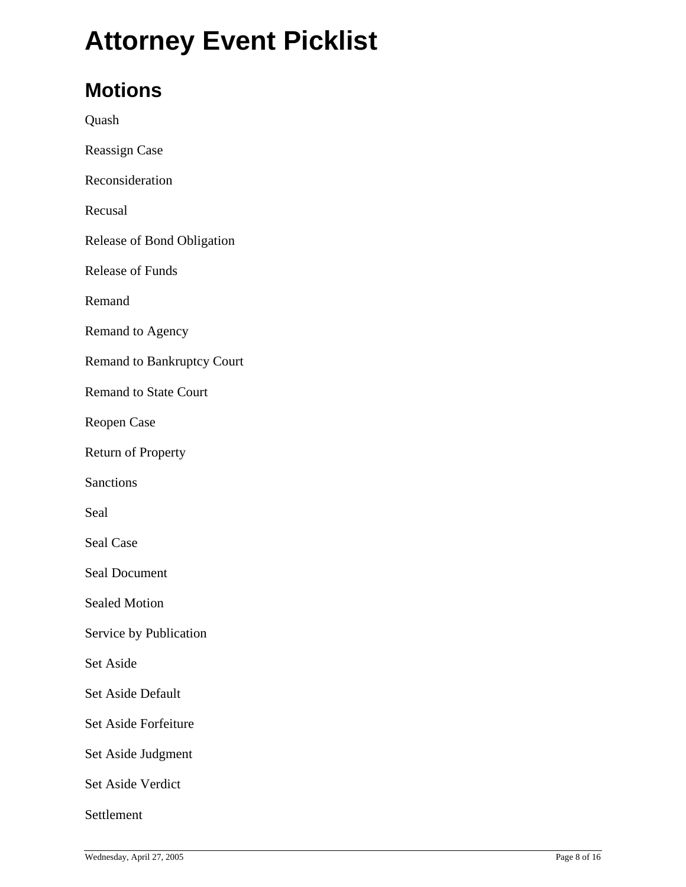# Attorney Event Picklist

## Motions

Quash

Reassign Case

Reconsideration

Recusal

Release of Bond Obligation

Release of Funds

Remand

Remand to Agency

Remand to Bankruptcy Court

Remand to State Court

Reopen Case

Return of Property

Sanctions

Seal

Seal Case

Seal Document

Sealed Motion

Service by Publication

Set Aside

Set Aside Default

Set Aside Forfeiture

Set Aside Judgment

Set Aside Verdict

Settlement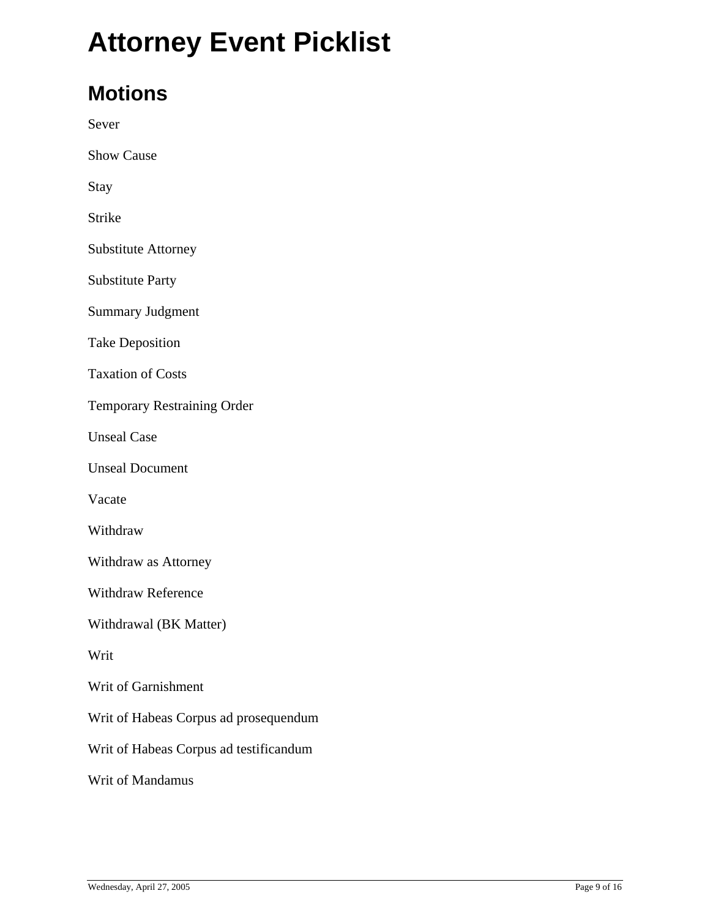# Attorney Event Picklist

## Motions

Sever

Show Cause

Stay

Strike

Substitute Attorney

Substitute Party

Summary Judgment

Take Deposition

Taxation of Costs

Temporary Restraining Order

Unseal Case

Unseal Document

Vacate

Withdraw

Withdraw as Attorney

Withdraw Reference

Withdrawal (BK Matter)

Writ

Writ of Garnishment

Writ of Habeas Corpus ad prosequendum

Writ of Habeas Corpus ad testificandum

Writ of Mandamus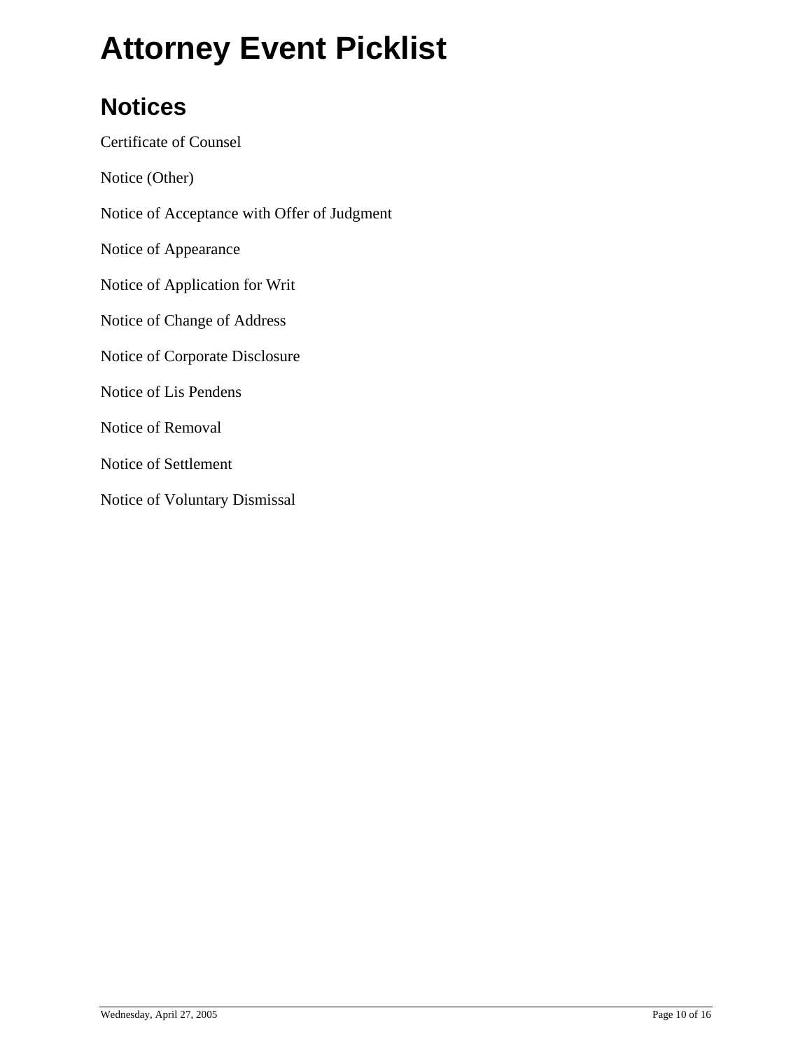# Attorney Event Picklist

## Notices

Certificate of Counsel

Notice (Other)

Notice of Acceptance with Offer of Judgment

Notice of Appearance

Notice of Application for Writ

Notice of Change of Address

Notice of Corporate Disclosure

Notice of Lis Pendens

Notice of Removal

Notice of Settlement

Notice of Voluntary Dismissal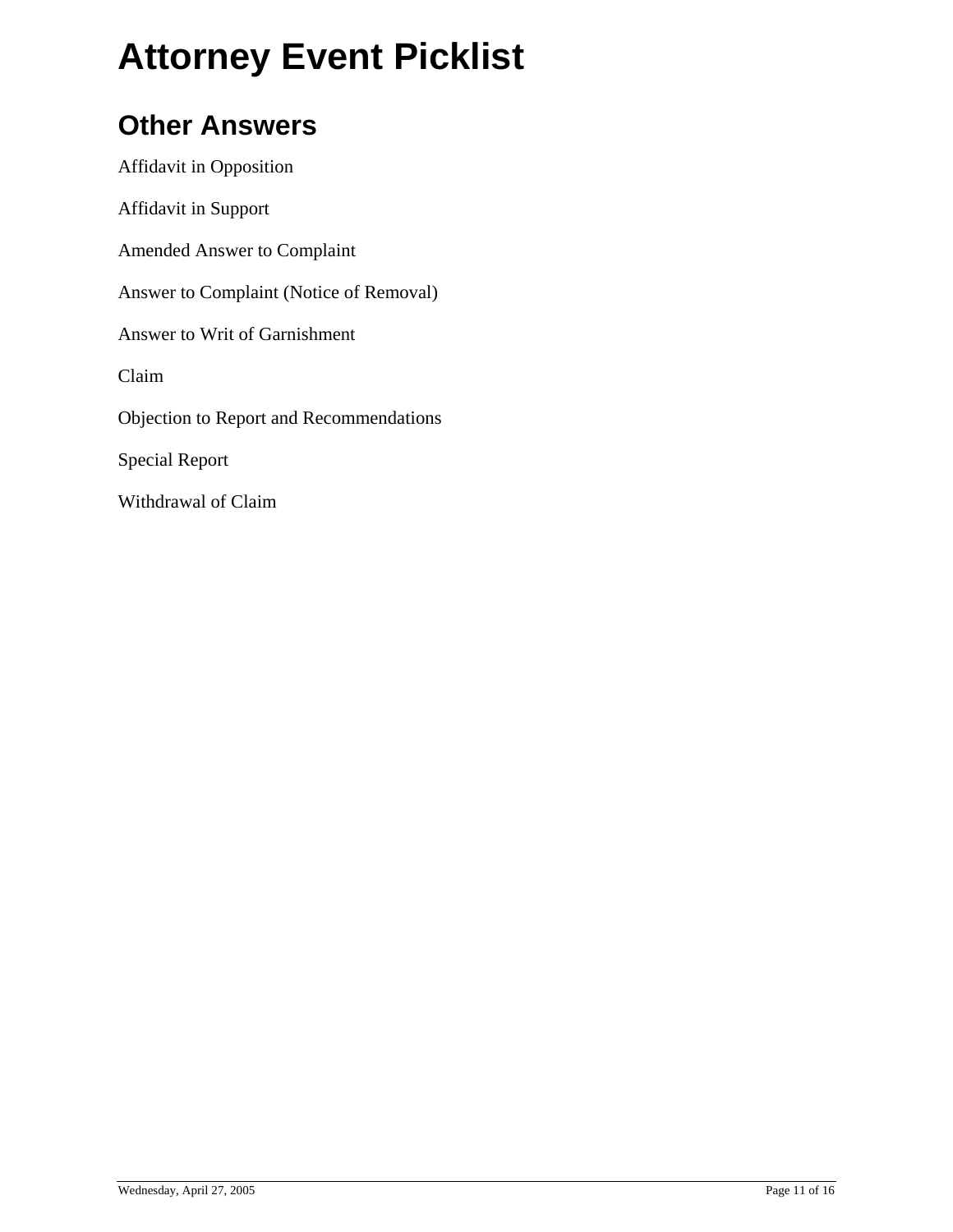# Attorney Event Picklist

## Other Answers

Affidavit in Opposition

Affidavit in Support

Amended Answer to Complaint

Answer to Complaint (Notice of Removal)

Answer to Writ of Garnishment

Claim

Objection to Report and Recommendations

Special Report

Withdrawal of Claim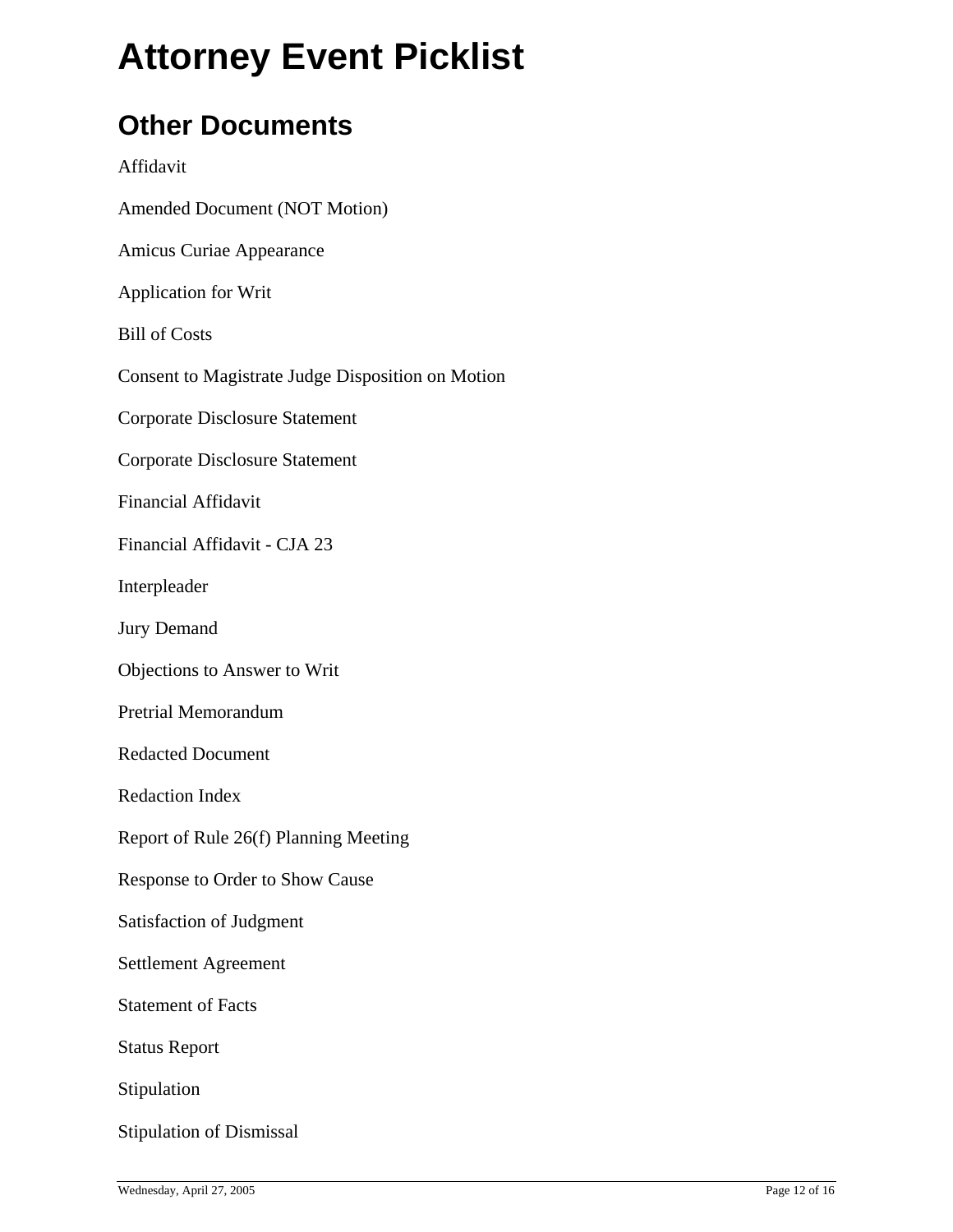# Attorney Event Picklist

## Other Documents

Affidavit

Amended Document (NOT Motion)

Amicus Curiae Appearance

Application for Writ

Bill of Costs

Consent to Magistrate Judge Disposition on Motion

Corporate Disclosure Statement

Corporate Disclosure Statement

Financial Affidavit

Financial Affidavit - CJA 23

Interpleader

Jury Demand

Objections to Answer to Writ

Pretrial Memorandum

Redacted Document

Redaction Index

Report of Rule 26(f) Planning Meeting

Response to Order to Show Cause

Satisfaction of Judgment

Settlement Agreement

Statement of Facts

Status Report

Stipulation

Stipulation of Dismissal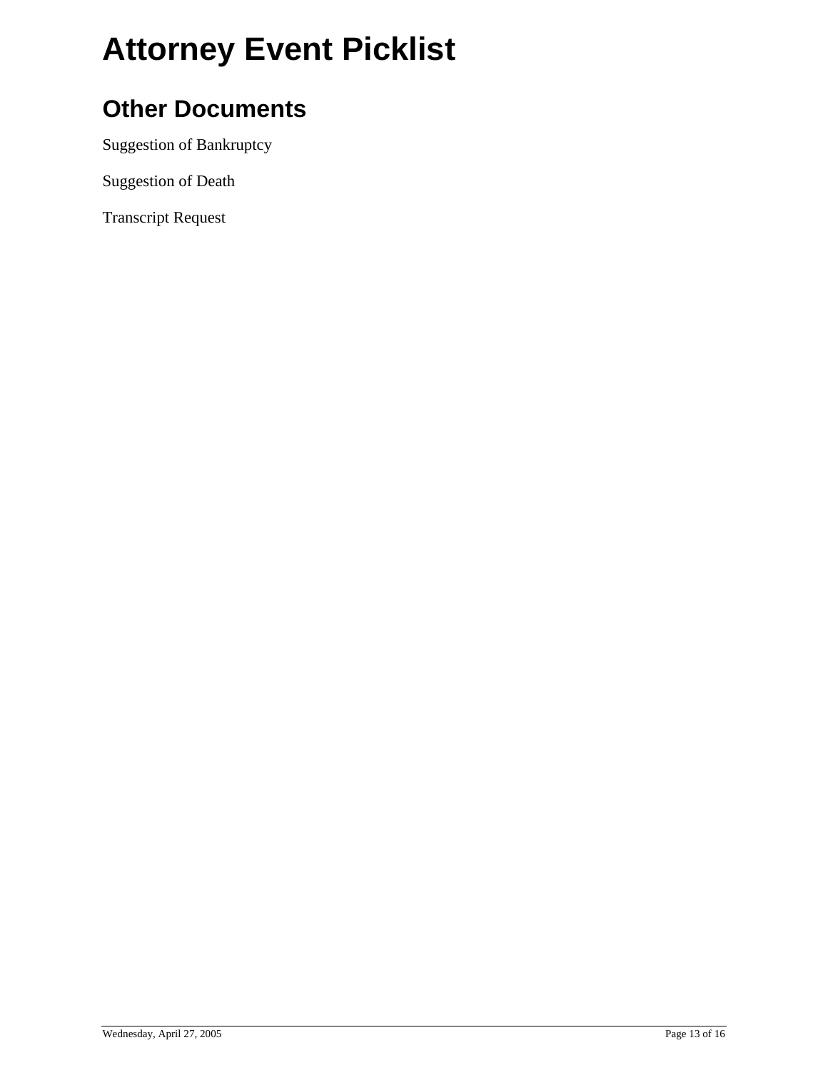# Attorney Event Picklist

## Other Documents

Suggestion of Bankruptcy

Suggestion of Death

Transcript Request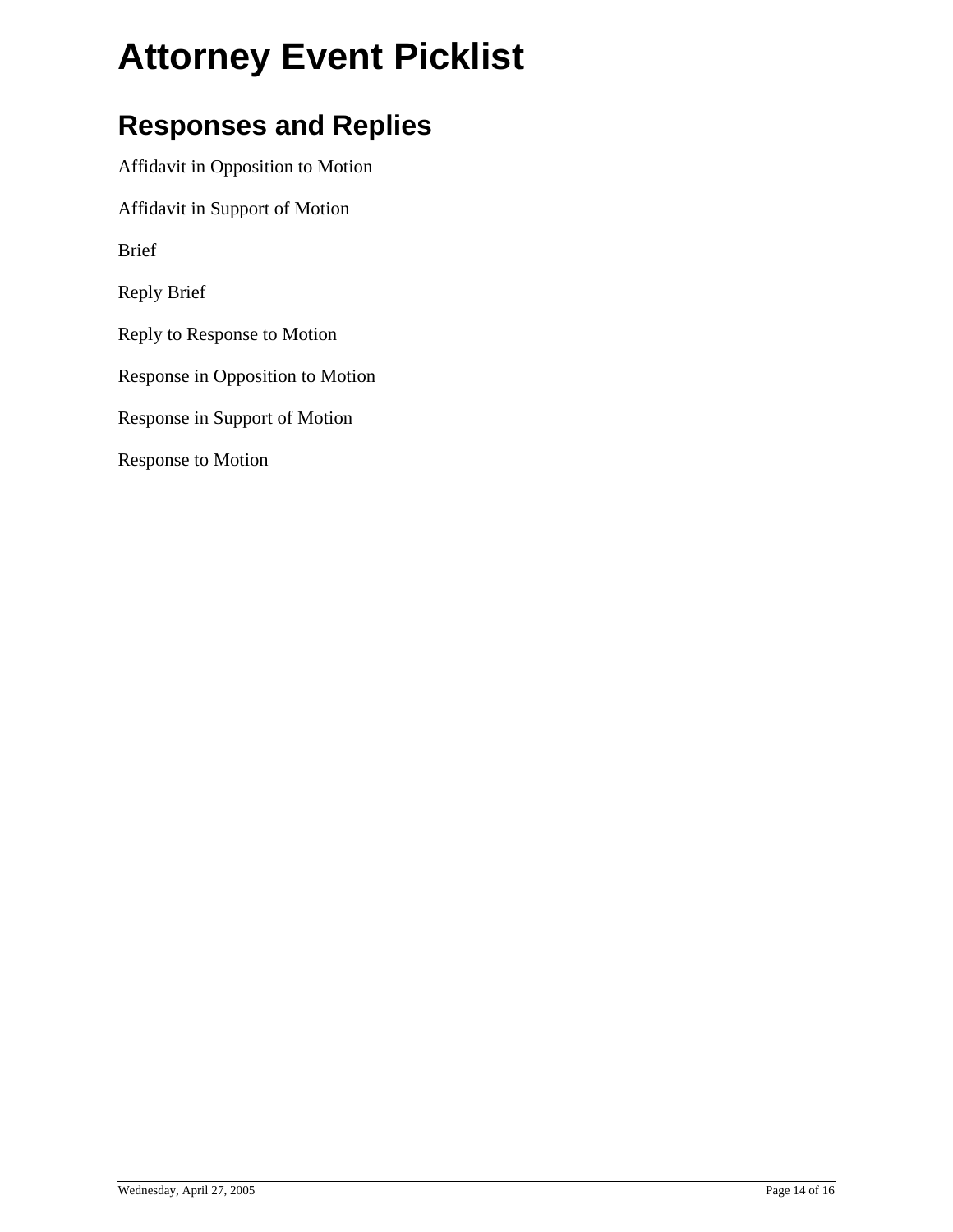# Attorney Event Picklist

## Responses and Replies

Affidavit in Opposition to Motion

Affidavit in Support of Motion

Brief

Reply Brief

Reply to Response to Motion

Response in Opposition to Motion

Response in Support of Motion

Response to Motion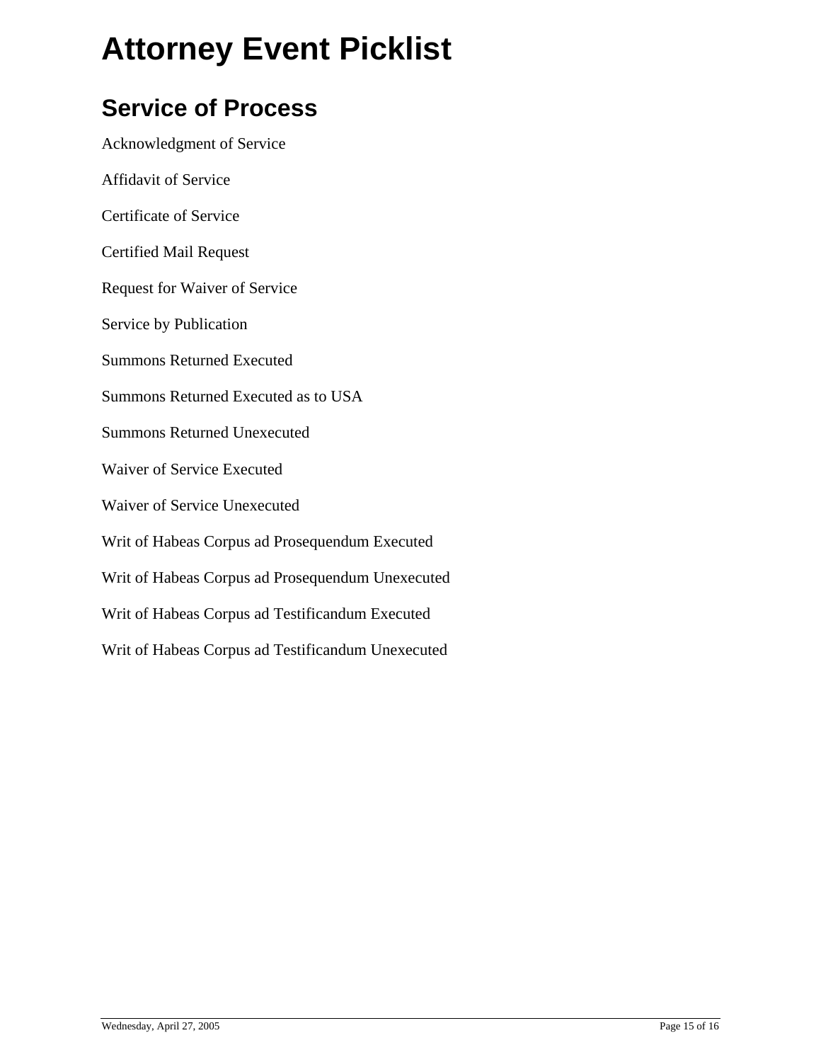# Attorney Event Picklist

## Service of Process

Acknowledgment of Service

Affidavit of Service

Certificate of Service

Certified Mail Request

Request for Waiver of Service

Service by Publication

Summons Returned Executed

Summons Returned Executed as to USA

Summons Returned Unexecuted

Waiver of Service Executed

Waiver of Service Unexecuted

Writ of Habeas Corpus ad Prosequendum Executed

Writ of Habeas Corpus ad Prosequendum Unexecuted

Writ of Habeas Corpus ad Testificandum Executed

Writ of Habeas Corpus ad Testificandum Unexecuted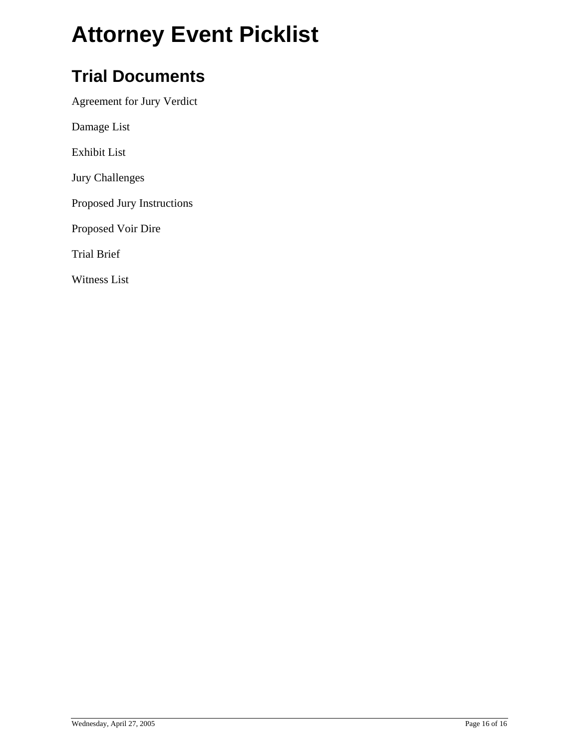# Attorney Event Picklist

## Trial Documents

Agreement for Jury Verdict

Damage List

Exhibit List

Jury Challenges

Proposed Jury Instructions

Proposed Voir Dire

Trial Brief

Witness List